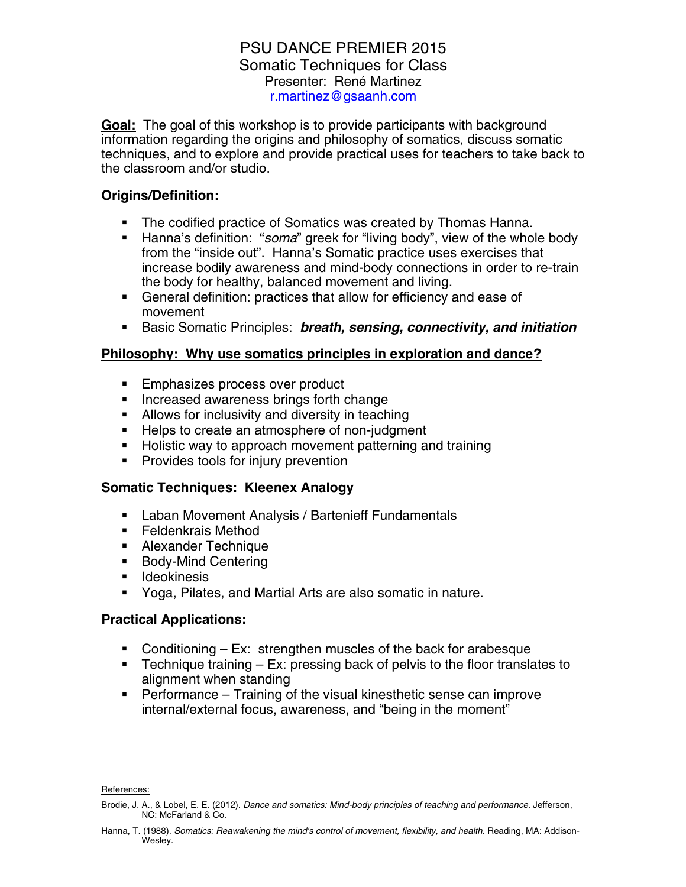# PSU DANCE PREMIER 2015

## Somatic Techniques for Class

Presenter: René Martinez
r.martinez@gsaanh.com

**Goal:** The goal of this workshop is to provide participants with background information regarding the origins and philosophy of somatics, discuss somatic techniques, and to explore and provide practical uses for teachers to take back to the classroom and/or studio.

### Origins/Definition:

- The codified practice of Somatics was created by Thomas Hanna.
- Hanna's definition: "*soma*" greek for "living body", view of the whole body from the "inside out". Hanna's Somatic practice uses exercises that increase bodily awareness and mind-body connections in order to re-train the body for healthy, balanced movement and living.
- General definition: practices that allow for efficiency and ease of movement
- Basic Somatic Principles: ***breath, sensing, connectivity, and initiation***

### Philosophy: Why use somatics principles in exploration and dance?

- Emphasizes process over product
- Increased awareness brings forth change
- Allows for inclusivity and diversity in teaching
- Helps to create an atmosphere of non-judgment
- Holistic way to approach movement patterning and training
- Provides tools for injury prevention

### Somatic Techniques: Kleenex Analogy

- Laban Movement Analysis / Bartenieff Fundamentals
- Feldenkrais Method
- Alexander Technique
- Body-Mind Centering
- Ideokinesis
- Yoga, Pilates, and Martial Arts are also somatic in nature.

### Practical Applications:

- Conditioning – Ex: strengthen muscles of the back for arabesque
- Technique training – Ex: pressing back of pelvis to the floor translates to alignment when standing
- Performance – Training of the visual kinesthetic sense can improve internal/external focus, awareness, and "being in the moment"

References:

Brodie, J. A., & Lobel, E. E. (2012). *Dance and somatics: Mind-body principles of teaching and performance.* Jefferson, NC: McFarland & Co.

Hanna, T. (1988). *Somatics: Reawakening the mind's control of movement, flexibility, and health.* Reading, MA: Addison-Wesley.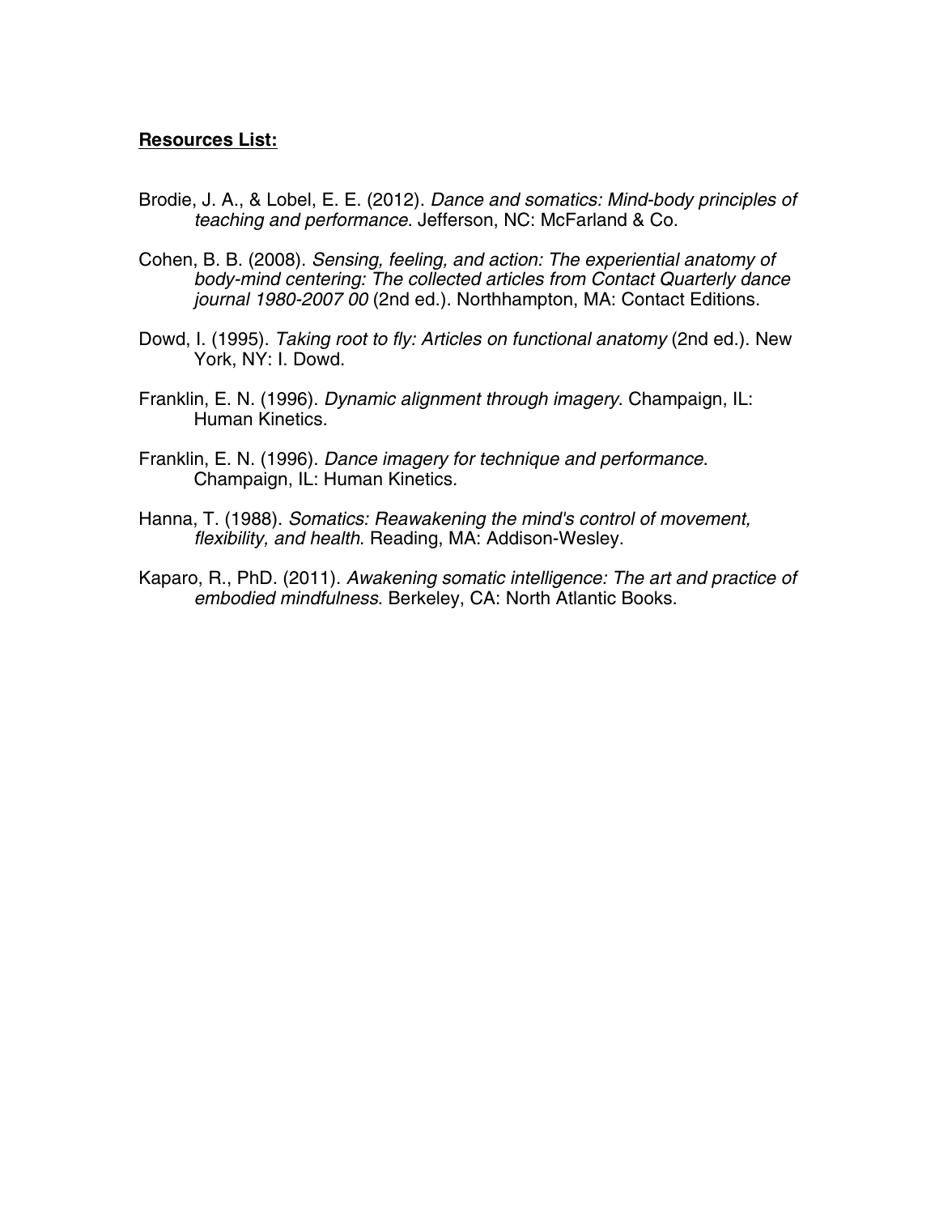**<u>Resources List:</u>**

Brodie, J. A., & Lobel, E. E. (2012). *Dance and somatics: Mind-body principles of teaching and performance*. Jefferson, NC: McFarland & Co.

Cohen, B. B. (2008). *Sensing, feeling, and action: The experiential anatomy of body-mind centering: The collected articles from Contact Quarterly dance journal 1980-2007 00* (2nd ed.). Northhampton, MA: Contact Editions.

Dowd, I. (1995). *Taking root to fly: Articles on functional anatomy* (2nd ed.). New York, NY: I. Dowd.

Franklin, E. N. (1996). *Dynamic alignment through imagery*. Champaign, IL: Human Kinetics.

Franklin, E. N. (1996). *Dance imagery for technique and performance*. Champaign, IL: Human Kinetics.

Hanna, T. (1988). *Somatics: Reawakening the mind's control of movement, flexibility, and health*. Reading, MA: Addison-Wesley.

Kaparo, R., PhD. (2011). *Awakening somatic intelligence: The art and practice of embodied mindfulness*. Berkeley, CA: North Atlantic Books.